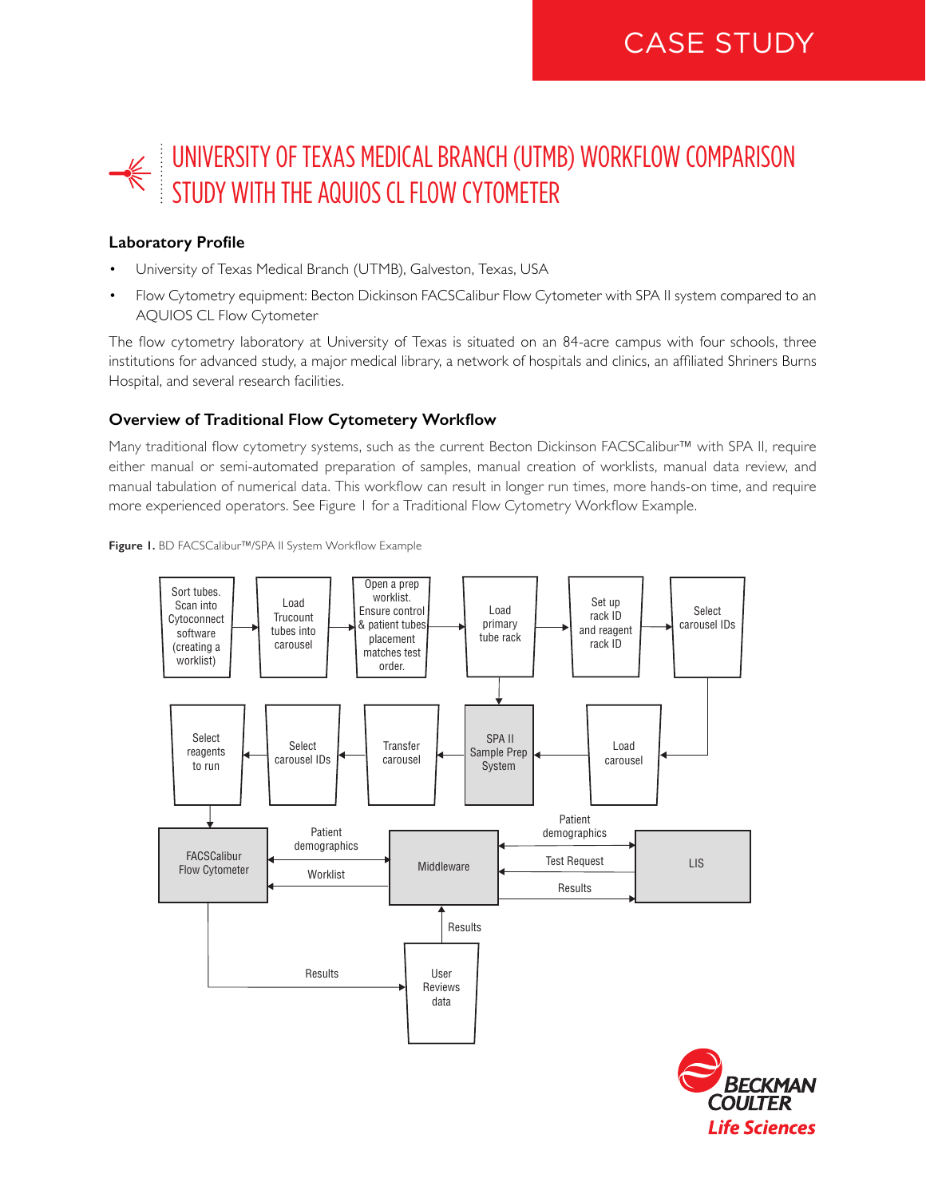CASE STUDY

# UNIVERSITY OF TEXAS MEDICAL BRANCH (UTMB) WORKFLOW COMPARISON STUDY WITH THE AQUIOS CL FLOW CYTOMETER

### Laboratory Profile

- University of Texas Medical Branch (UTMB), Galveston, Texas, USA
- Flow Cytometry equipment: Becton Dickinson FACSCalibur Flow Cytometer with SPA II system compared to an AQUIOS CL Flow Cytometer

The flow cytometry laboratory at University of Texas is situated on an 84-acre campus with four schools, three institutions for advanced study, a major medical library, a network of hospitals and clinics, an affiliated Shriners Burns Hospital, and several research facilities.

### Overview of Traditional Flow Cytometery Workflow

Many traditional flow cytometry systems, such as the current Becton Dickinson FACSCalibur™ with SPA II, require either manual or semi-automated preparation of samples, manual creation of worklists, manual data review, and manual tabulation of numerical data. This workflow can result in longer run times, more hands-on time, and require more experienced operators. See Figure 1 for a Traditional Flow Cytometry Workflow Example.

**Figure 1.** BD FACSCalibur™/SPA II System Workflow Example

Sort tubes. Scan into Cytoconnect software (creating a worklist) → Load Trucount tubes into carousel → Open a prep worklist. Ensure control & patient tubes placement matches test order. → Load primary tube rack → Set up rack ID and reagent rack ID → Select carousel IDs → Load carousel → SPA II Sample Prep System → Transfer carousel → Select carousel IDs → Select reagents to run → FACSCalibur Flow Cytometer

FACSCalibur Flow Cytometer ↔ Middleware: Patient demographics, Worklist

Middleware ↔ LIS: Patient demographics, Test Request, Results

FACSCalibur Flow Cytometer → User Reviews data: Results

User Reviews data → Middleware: Results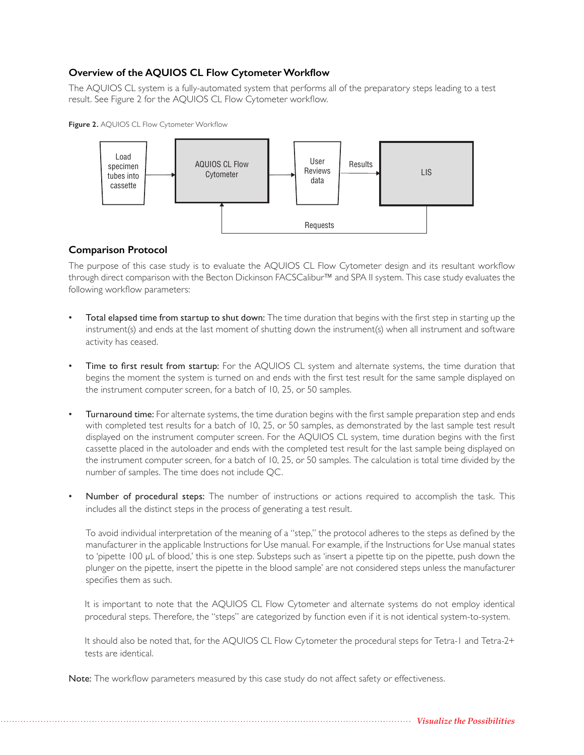### Overview of the AQUIOS CL Flow Cytometer Workflow

The AQUIOS CL system is a fully-automated system that performs all of the preparatory steps leading to a test result. See Figure 2 for the AQUIOS CL Flow Cytometer workflow.

**Figure 2.** AQUIOS CL Flow Cytometer Workflow

### Comparison Protocol

The purpose of this case study is to evaluate the AQUIOS CL Flow Cytometer design and its resultant workflow through direct comparison with the Becton Dickinson FACSCalibur™ and SPA II system. This case study evaluates the following workflow parameters:

- Total elapsed time from startup to shut down: The time duration that begins with the first step in starting up the instrument(s) and ends at the last moment of shutting down the instrument(s) when all instrument and software activity has ceased.

- Time to first result from startup: For the AQUIOS CL system and alternate systems, the time duration that begins the moment the system is turned on and ends with the first test result for the same sample displayed on the instrument computer screen, for a batch of 10, 25, or 50 samples.

- Turnaround time: For alternate systems, the time duration begins with the first sample preparation step and ends with completed test results for a batch of 10, 25, or 50 samples, as demonstrated by the last sample test result displayed on the instrument computer screen. For the AQUIOS CL system, time duration begins with the first cassette placed in the autoloader and ends with the completed test result for the last sample being displayed on the instrument computer screen, for a batch of 10, 25, or 50 samples. The calculation is total time divided by the number of samples. The time does not include QC.

- Number of procedural steps: The number of instructions or actions required to accomplish the task. This includes all the distinct steps in the process of generating a test result.

  To avoid individual interpretation of the meaning of a "step," the protocol adheres to the steps as defined by the manufacturer in the applicable Instructions for Use manual. For example, if the Instructions for Use manual states to 'pipette 100 µL of blood,' this is one step. Substeps such as 'insert a pipette tip on the pipette, push down the plunger on the pipette, insert the pipette in the blood sample' are not considered steps unless the manufacturer specifies them as such.

  It is important to note that the AQUIOS CL Flow Cytometer and alternate systems do not employ identical procedural steps. Therefore, the "steps" are categorized by function even if it is not identical system-to-system.

  It should also be noted that, for the AQUIOS CL Flow Cytometer the procedural steps for Tetra-1 and Tetra-2+ tests are identical.

Note: The workflow parameters measured by this case study do not affect safety or effectiveness.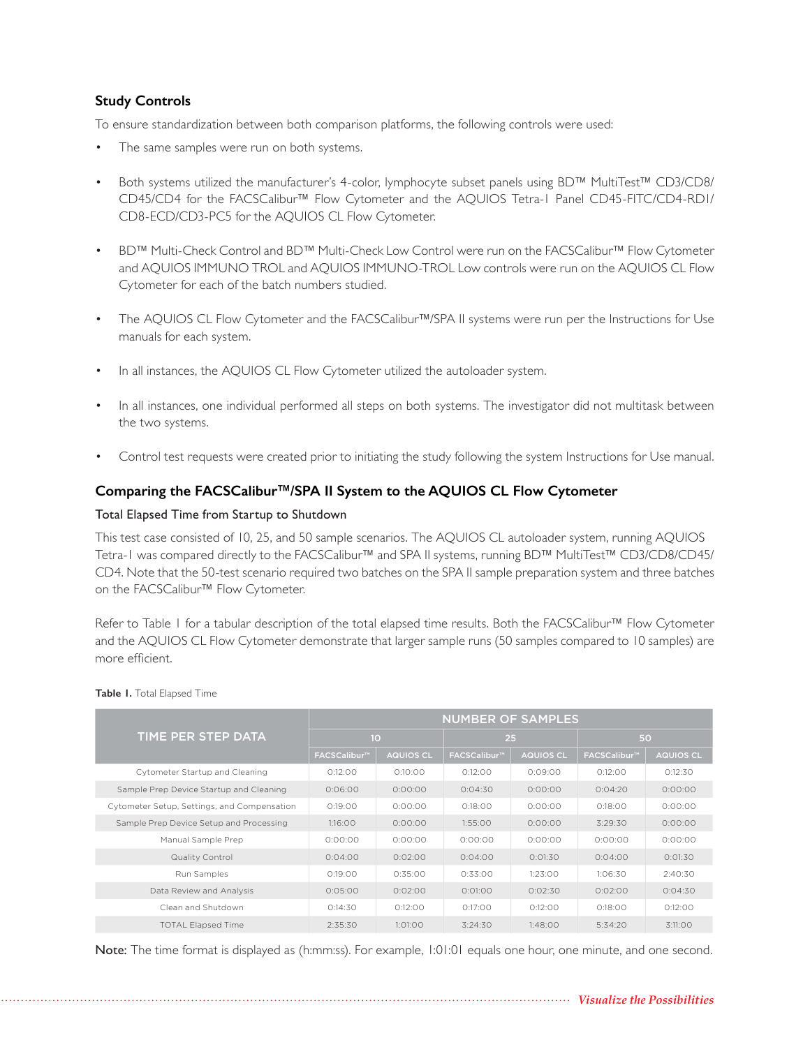### Study Controls

To ensure standardization between both comparison platforms, the following controls were used:

- The same samples were run on both systems.
- Both systems utilized the manufacturer's 4-color, lymphocyte subset panels using BD™ MultiTest™ CD3/CD8/CD45/CD4 for the FACSCalibur™ Flow Cytometer and the AQUIOS Tetra-1 Panel CD45-FITC/CD4-RD1/CD8-ECD/CD3-PC5 for the AQUIOS CL Flow Cytometer.
- BD™ Multi-Check Control and BD™ Multi-Check Low Control were run on the FACSCalibur™ Flow Cytometer and AQUIOS IMMUNO TROL and AQUIOS IMMUNO-TROL Low controls were run on the AQUIOS CL Flow Cytometer for each of the batch numbers studied.
- The AQUIOS CL Flow Cytometer and the FACSCalibur™/SPA II systems were run per the Instructions for Use manuals for each system.
- In all instances, the AQUIOS CL Flow Cytometer utilized the autoloader system.
- In all instances, one individual performed all steps on both systems. The investigator did not multitask between the two systems.
- Control test requests were created prior to initiating the study following the system Instructions for Use manual.

### Comparing the FACSCalibur™/SPA II System to the AQUIOS CL Flow Cytometer

#### Total Elapsed Time from Startup to Shutdown

This test case consisted of 10, 25, and 50 sample scenarios. The AQUIOS CL autoloader system, running AQUIOS Tetra-1 was compared directly to the FACSCalibur™ and SPA II systems, running BD™ MultiTest™ CD3/CD8/CD45/CD4. Note that the 50-test scenario required two batches on the SPA II sample preparation system and three batches on the FACSCalibur™ Flow Cytometer.

Refer to Table 1 for a tabular description of the total elapsed time results. Both the FACSCalibur™ Flow Cytometer and the AQUIOS CL Flow Cytometer demonstrate that larger sample runs (50 samples compared to 10 samples) are more efficient.

**Table 1.** Total Elapsed Time

| TIME PER STEP DATA | NUMBER OF SAMPLES | | | | | |
|---|---|---|---|---|---|---|
| | 10 | | 25 | | 50 | |
| | FACSCalibur™ | AQUIOS CL | FACSCalibur™ | AQUIOS CL | FACSCalibur™ | AQUIOS CL |
| Cytometer Startup and Cleaning | 0:12:00 | 0:10:00 | 0:12:00 | 0:09:00 | 0:12:00 | 0:12:30 |
| Sample Prep Device Startup and Cleaning | 0:06:00 | 0:00:00 | 0:04:30 | 0:00:00 | 0:04:20 | 0:00:00 |
| Cytometer Setup, Settings, and Compensation | 0:19:00 | 0:00:00 | 0:18:00 | 0:00:00 | 0:18:00 | 0:00:00 |
| Sample Prep Device Setup and Processing | 1:16:00 | 0:00:00 | 1:55:00 | 0:00:00 | 3:29:30 | 0:00:00 |
| Manual Sample Prep | 0:00:00 | 0:00:00 | 0:00:00 | 0:00:00 | 0:00:00 | 0:00:00 |
| Quality Control | 0:04:00 | 0:02:00 | 0:04:00 | 0:01:30 | 0:04:00 | 0:01:30 |
| Run Samples | 0:19:00 | 0:35:00 | 0:33:00 | 1:23:00 | 1:06:30 | 2:40:30 |
| Data Review and Analysis | 0:05:00 | 0:02:00 | 0:01:00 | 0:02:30 | 0:02:00 | 0:04:30 |
| Clean and Shutdown | 0:14:30 | 0:12:00 | 0:17:00 | 0:12:00 | 0:18:00 | 0:12:00 |
| TOTAL Elapsed Time | 2:35:30 | 1:01:00 | 3:24:30 | 1:48:00 | 5:34:20 | 3:11:00 |

**Note:** The time format is displayed as (h:mm:ss). For example, 1:01:01 equals one hour, one minute, and one second.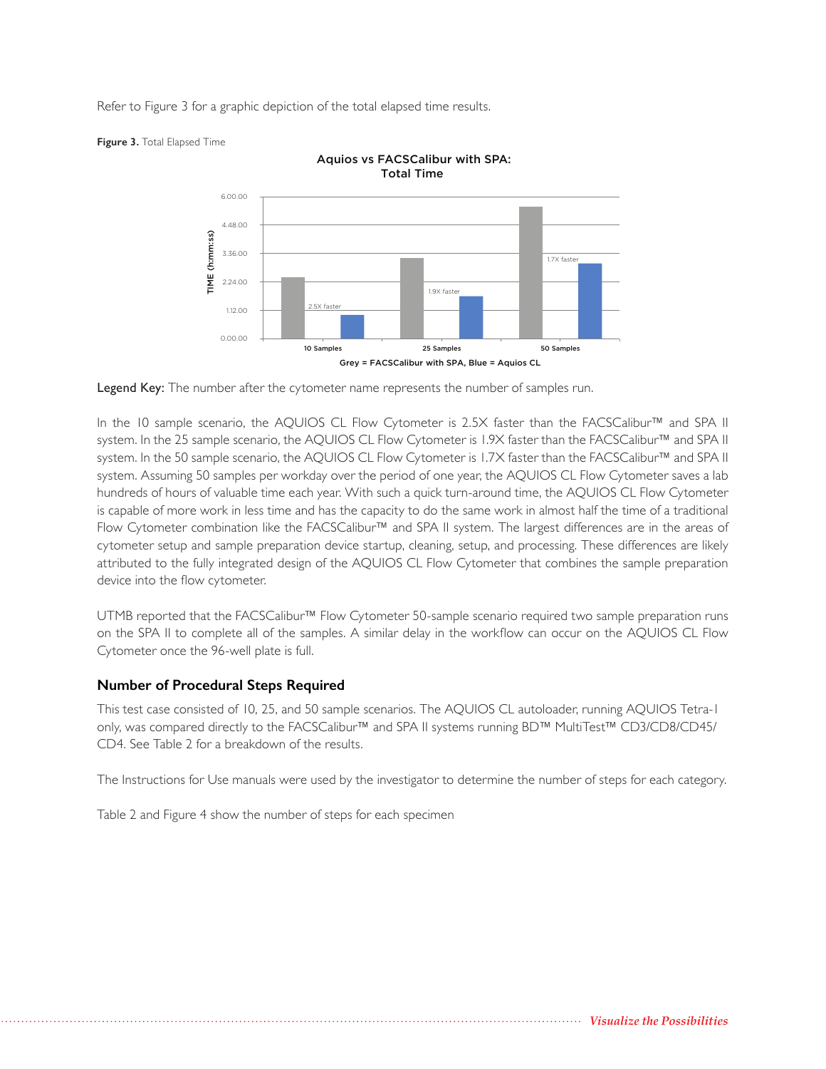Refer to Figure 3 for a graphic depiction of the total elapsed time results.

**Figure 3.** Total Elapsed Time

Legend Key: The number after the cytometer name represents the number of samples run.

In the 10 sample scenario, the AQUIOS CL Flow Cytometer is 2.5X faster than the FACSCalibur™ and SPA II system. In the 25 sample scenario, the AQUIOS CL Flow Cytometer is 1.9X faster than the FACSCalibur™ and SPA II system. In the 50 sample scenario, the AQUIOS CL Flow Cytometer is 1.7X faster than the FACSCalibur™ and SPA II system. Assuming 50 samples per workday over the period of one year, the AQUIOS CL Flow Cytometer saves a lab hundreds of hours of valuable time each year. With such a quick turn-around time, the AQUIOS CL Flow Cytometer is capable of more work in less time and has the capacity to do the same work in almost half the time of a traditional Flow Cytometer combination like the FACSCalibur™ and SPA II system. The largest differences are in the areas of cytometer setup and sample preparation device startup, cleaning, setup, and processing. These differences are likely attributed to the fully integrated design of the AQUIOS CL Flow Cytometer that combines the sample preparation device into the flow cytometer.

UTMB reported that the FACSCalibur™ Flow Cytometer 50-sample scenario required two sample preparation runs on the SPA II to complete all of the samples. A similar delay in the workflow can occur on the AQUIOS CL Flow Cytometer once the 96-well plate is full.

## Number of Procedural Steps Required

This test case consisted of 10, 25, and 50 sample scenarios. The AQUIOS CL autoloader, running AQUIOS Tetra-1 only, was compared directly to the FACSCalibur™ and SPA II systems running BD™ MultiTest™ CD3/CD8/CD45/CD4. See Table 2 for a breakdown of the results.

The Instructions for Use manuals were used by the investigator to determine the number of steps for each category.

Table 2 and Figure 4 show the number of steps for each specimen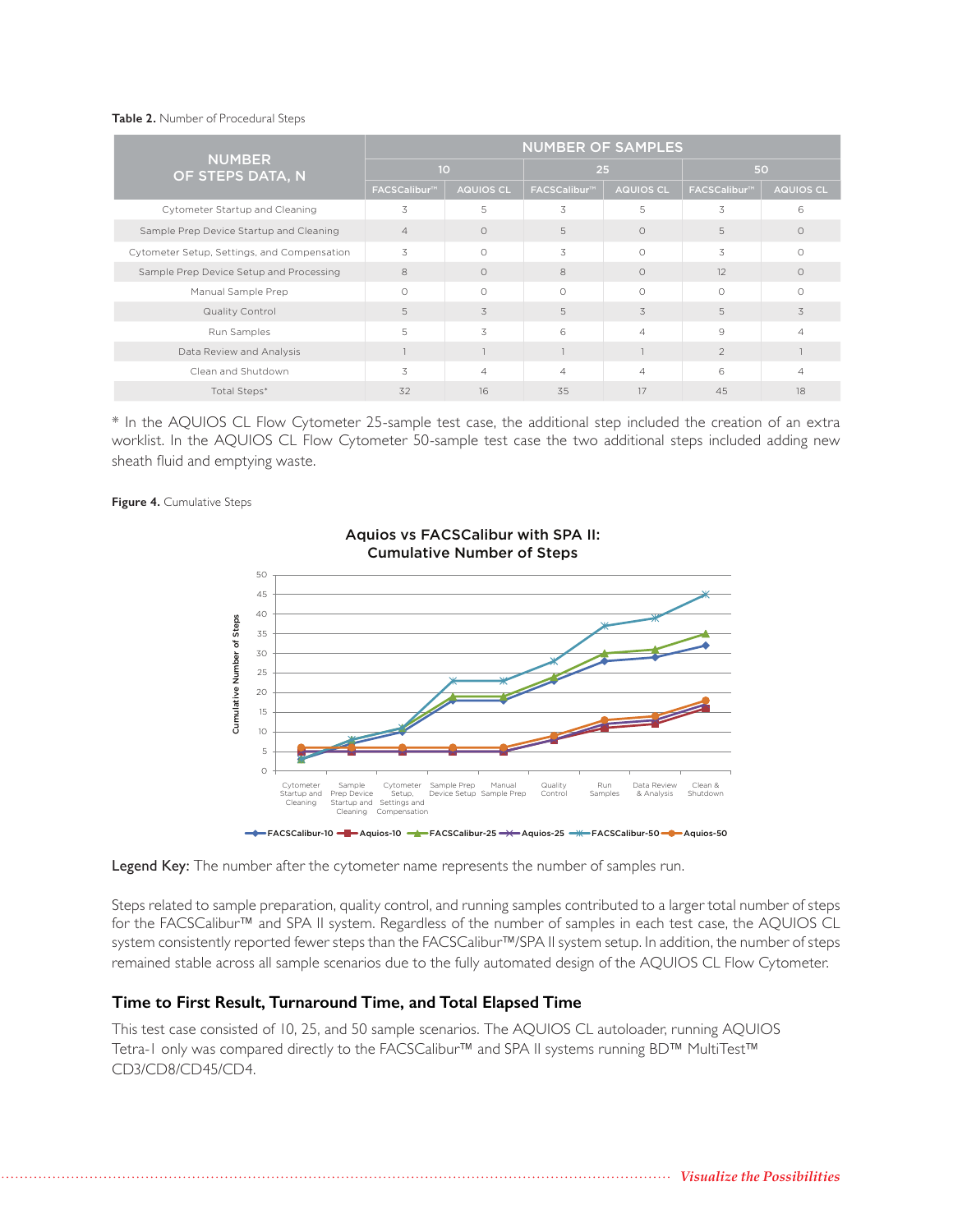**Table 2.** Number of Procedural Steps

| NUMBER OF STEPS DATA, N | NUMBER OF SAMPLES | | | | | |
|---|---|---|---|---|---|---|
| | 10 | | 25 | | 50 | |
| | FACSCalibur™ | AQUIOS CL | FACSCalibur™ | AQUIOS CL | FACSCalibur™ | AQUIOS CL |
| Cytometer Startup and Cleaning | 3 | 5 | 3 | 5 | 3 | 6 |
| Sample Prep Device Startup and Cleaning | 4 | 0 | 5 | 0 | 5 | 0 |
| Cytometer Setup, Settings, and Compensation | 3 | 0 | 3 | 0 | 3 | 0 |
| Sample Prep Device Setup and Processing | 8 | 0 | 8 | 0 | 12 | 0 |
| Manual Sample Prep | 0 | 0 | 0 | 0 | 0 | 0 |
| Quality Control | 5 | 3 | 5 | 3 | 5 | 3 |
| Run Samples | 5 | 3 | 6 | 4 | 9 | 4 |
| Data Review and Analysis | 1 | 1 | 1 | 1 | 2 | 1 |
| Clean and Shutdown | 3 | 4 | 4 | 4 | 6 | 4 |
| Total Steps* | 32 | 16 | 35 | 17 | 45 | 18 |

* In the AQUIOS CL Flow Cytometer 25-sample test case, the additional step included the creation of an extra worklist. In the AQUIOS CL Flow Cytometer 50-sample test case the two additional steps included adding new sheath fluid and emptying waste.

**Figure 4.** Cumulative Steps

**Legend Key:** The number after the cytometer name represents the number of samples run.

Steps related to sample preparation, quality control, and running samples contributed to a larger total number of steps for the FACSCalibur™ and SPA II system. Regardless of the number of samples in each test case, the AQUIOS CL system consistently reported fewer steps than the FACSCalibur™/SPA II system setup. In addition, the number of steps remained stable across all sample scenarios due to the fully automated design of the AQUIOS CL Flow Cytometer.

## Time to First Result, Turnaround Time, and Total Elapsed Time

This test case consisted of 10, 25, and 50 sample scenarios. The AQUIOS CL autoloader, running AQUIOS Tetra-1 only was compared directly to the FACSCalibur™ and SPA II systems running BD™ MultiTest™ CD3/CD8/CD45/CD4.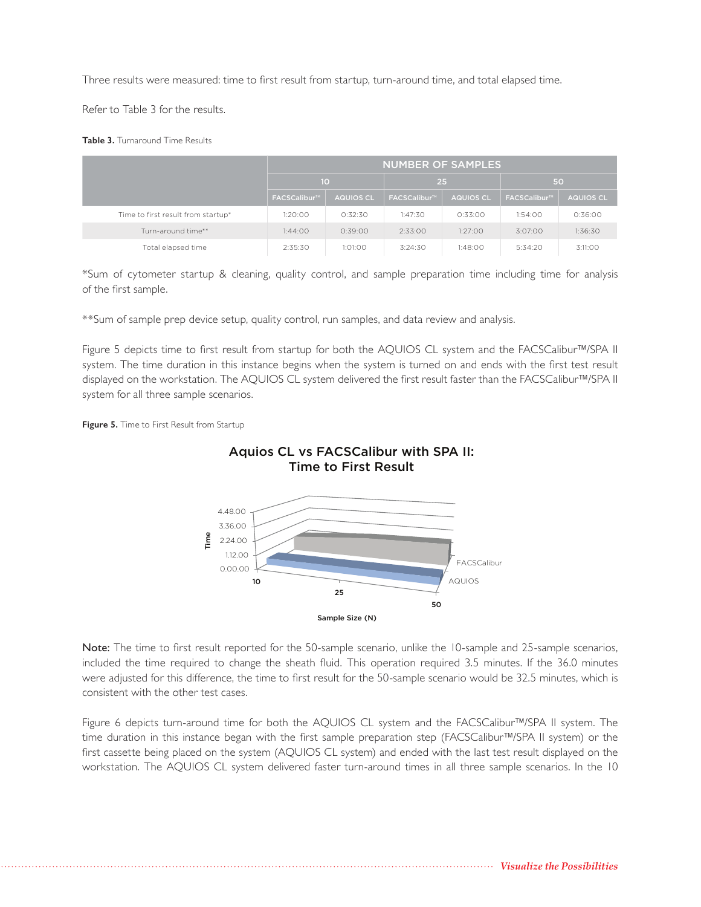Three results were measured: time to first result from startup, turn-around time, and total elapsed time.

Refer to Table 3 for the results.

**Table 3.** Turnaround Time Results

| | NUMBER OF SAMPLES | | | | | |
|---|---|---|---|---|---|---|
| | 10 | | 25 | | 50 | |
| | FACSCalibur™ | AQUIOS CL | FACSCalibur™ | AQUIOS CL | FACSCalibur™ | AQUIOS CL |
| Time to first result from startup* | 1:20:00 | 0:32:30 | 1:47:30 | 0:33:00 | 1:54:00 | 0:36:00 |
| Turn-around time** | 1:44:00 | 0:39:00 | 2:33:00 | 1:27:00 | 3:07:00 | 1:36:30 |
| Total elapsed time | 2:35:30 | 1:01:00 | 3:24:30 | 1:48:00 | 5:34:20 | 3:11:00 |

*Sum of cytometer startup & cleaning, quality control, and sample preparation time including time for analysis of the first sample.

**Sum of sample prep device setup, quality control, run samples, and data review and analysis.

Figure 5 depicts time to first result from startup for both the AQUIOS CL system and the FACSCalibur™/SPA II system. The time duration in this instance begins when the system is turned on and ends with the first test result displayed on the workstation. The AQUIOS CL system delivered the first result faster than the FACSCalibur™/SPA II system for all three sample scenarios.

**Figure 5.** Time to First Result from Startup

**Note:** The time to first result reported for the 50-sample scenario, unlike the 10-sample and 25-sample scenarios, included the time required to change the sheath fluid. This operation required 3.5 minutes. If the 36.0 minutes were adjusted for this difference, the time to first result for the 50-sample scenario would be 32.5 minutes, which is consistent with the other test cases.

Figure 6 depicts turn-around time for both the AQUIOS CL system and the FACSCalibur™/SPA II system. The time duration in this instance began with the first sample preparation step (FACSCalibur™/SPA II system) or the first cassette being placed on the system (AQUIOS CL system) and ended with the last test result displayed on the workstation. The AQUIOS CL system delivered faster turn-around times in all three sample scenarios. In the 10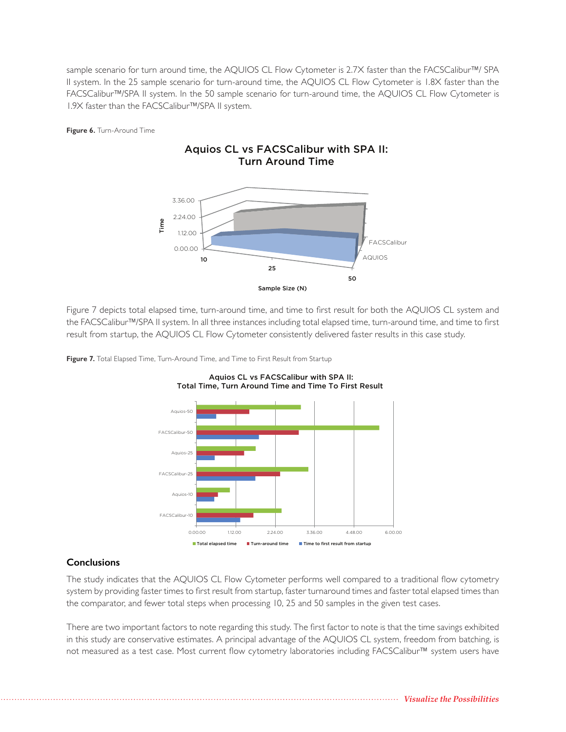sample scenario for turn around time, the AQUIOS CL Flow Cytometer is 2.7X faster than the FACSCalibur™/ SPA II system. In the 25 sample scenario for turn-around time, the AQUIOS CL Flow Cytometer is 1.8X faster than the FACSCalibur™/SPA II system. In the 50 sample scenario for turn-around time, the AQUIOS CL Flow Cytometer is 1.9X faster than the FACSCalibur™/SPA II system.

**Figure 6.** Turn-Around Time

Figure 7 depicts total elapsed time, turn-around time, and time to first result for both the AQUIOS CL system and the FACSCalibur™/SPA II system. In all three instances including total elapsed time, turn-around time, and time to first result from startup, the AQUIOS CL Flow Cytometer consistently delivered faster results in this case study.

**Figure 7.** Total Elapsed Time, Turn-Around Time, and Time to First Result from Startup

## Conclusions

The study indicates that the AQUIOS CL Flow Cytometer performs well compared to a traditional flow cytometry system by providing faster times to first result from startup, faster turnaround times and faster total elapsed times than the comparator, and fewer total steps when processing 10, 25 and 50 samples in the given test cases.

There are two important factors to note regarding this study. The first factor to note is that the time savings exhibited in this study are conservative estimates. A principal advantage of the AQUIOS CL system, freedom from batching, is not measured as a test case. Most current flow cytometry laboratories including FACSCalibur™ system users have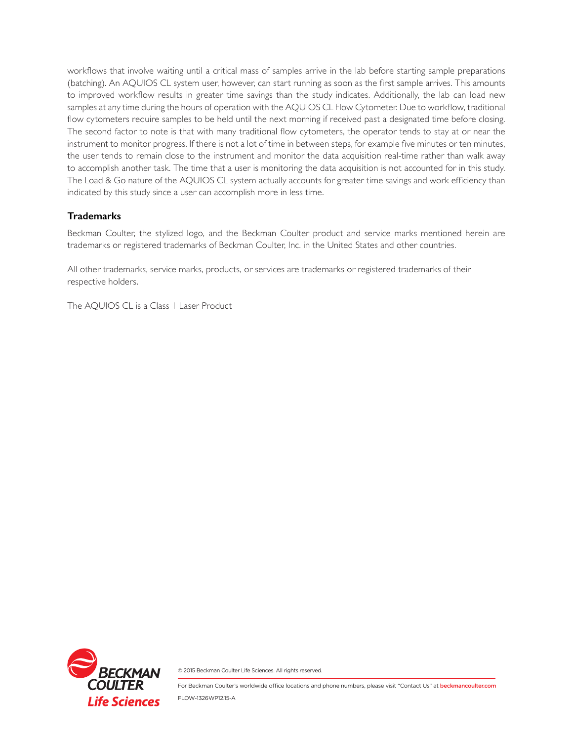workflows that involve waiting until a critical mass of samples arrive in the lab before starting sample preparations (batching). An AQUIOS CL system user, however, can start running as soon as the first sample arrives. This amounts to improved workflow results in greater time savings than the study indicates. Additionally, the lab can load new samples at any time during the hours of operation with the AQUIOS CL Flow Cytometer. Due to workflow, traditional flow cytometers require samples to be held until the next morning if received past a designated time before closing. The second factor to note is that with many traditional flow cytometers, the operator tends to stay at or near the instrument to monitor progress. If there is not a lot of time in between steps, for example five minutes or ten minutes, the user tends to remain close to the instrument and monitor the data acquisition real-time rather than walk away to accomplish another task. The time that a user is monitoring the data acquisition is not accounted for in this study. The Load & Go nature of the AQUIOS CL system actually accounts for greater time savings and work efficiency than indicated by this study since a user can accomplish more in less time.

### Trademarks

Beckman Coulter, the stylized logo, and the Beckman Coulter product and service marks mentioned herein are trademarks or registered trademarks of Beckman Coulter, Inc. in the United States and other countries.

All other trademarks, service marks, products, or services are trademarks or registered trademarks of their respective holders.

The AQUIOS CL is a Class 1 Laser Product

© 2015 Beckman Coulter Life Sciences. All rights reserved.

For Beckman Coulter's worldwide office locations and phone numbers, please visit "Contact Us" at **beckmancoulter.com**

FLOW-1326WP12.15-A